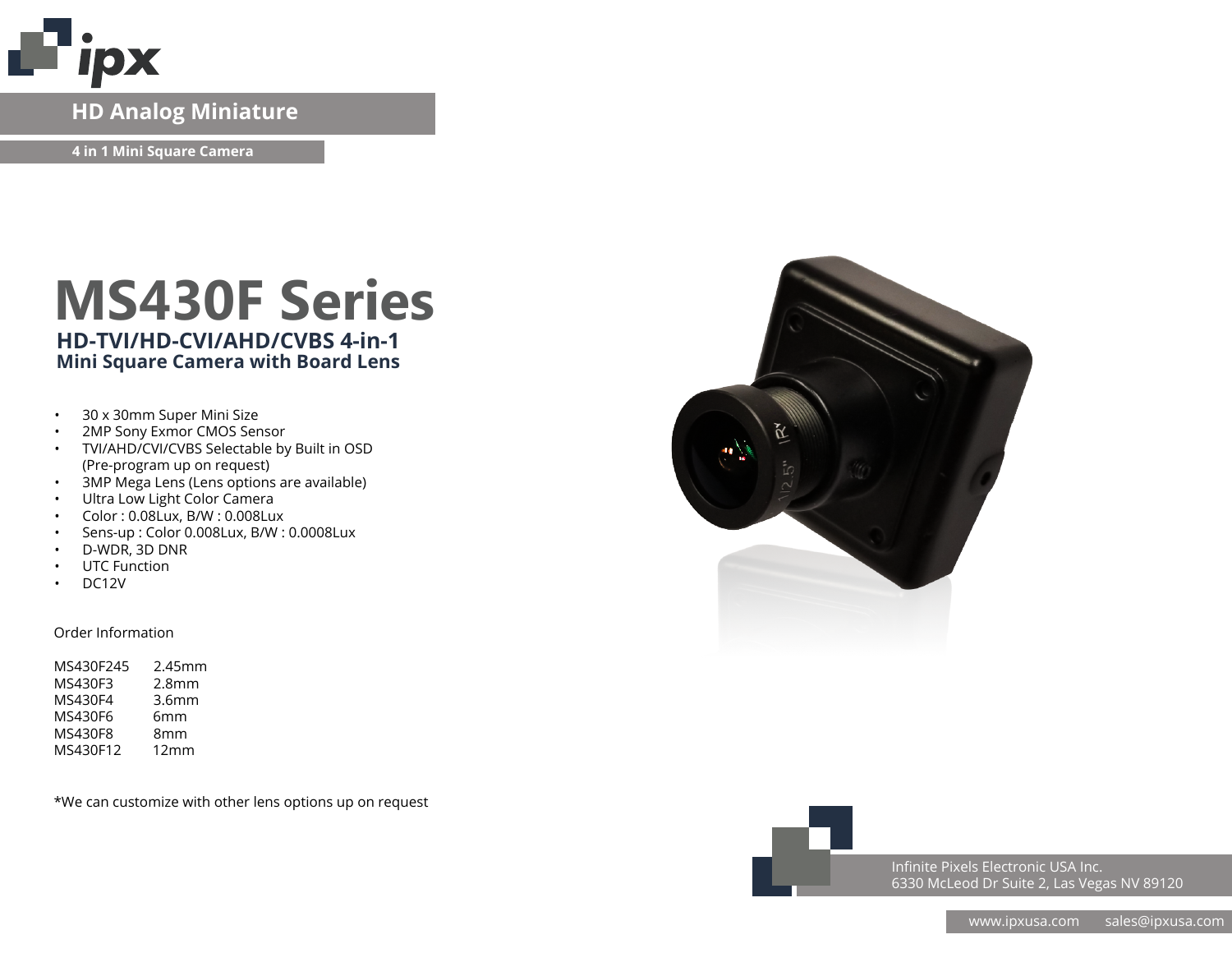HD Analog Miniature

4 in 1 Mini Square Camera

# MS430F Series

**HD-TVI/HD-CVI/AHD/CVBS 4-in-1**
**Mini Square Camera with Board Lens**

- 30 x 30mm Super Mini Size
- 2MP Sony Exmor CMOS Sensor
- TVI/AHD/CVI/CVBS Selectable by Built in OSD (Pre-program up on request)
- 3MP Mega Lens (Lens options are available)
- Ultra Low Light Color Camera
- Color : 0.08Lux, B/W : 0.008Lux
- Sens-up : Color 0.008Lux, B/W : 0.0008Lux
- D-WDR, 3D DNR
- UTC Function
- DC12V

Order Information

| Model | Lens |
|---|---|
| MS430F245 | 2.45mm |
| MS430F3 | 2.8mm |
| MS430F4 | 3.6mm |
| MS430F6 | 6mm |
| MS430F8 | 8mm |
| MS430F12 | 12mm |

*We can customize with other lens options up on request

Infinite Pixels Electronic USA Inc.
6330 McLeod Dr Suite 2, Las Vegas NV 89120

www.ipxusa.com sales@ipxusa.com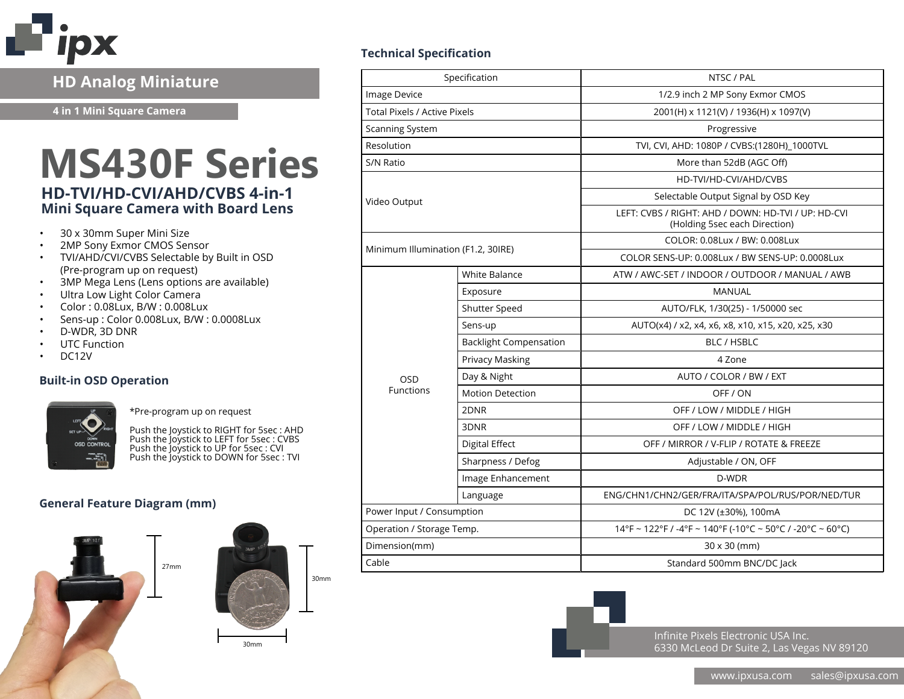# HD Analog Miniature

**4 in 1 Mini Square Camera**

# MS430F Series

## HD-TVI/HD-CVI/AHD/CVBS 4-in-1
### Mini Square Camera with Board Lens

- 30 x 30mm Super Mini Size
- 2MP Sony Exmor CMOS Sensor
- TVI/AHD/CVI/CVBS Selectable by Built in OSD (Pre-program up on request)
- 3MP Mega Lens (Lens options are available)
- Ultra Low Light Color Camera
- Color : 0.08Lux, B/W : 0.008Lux
- Sens-up : Color 0.008Lux, B/W : 0.0008Lux
- D-WDR, 3D DNR
- UTC Function
- DC12V

## Built-in OSD Operation

LEFT
UP
RIGHT
SET UP
DOWN
OSD CONTROL

*Pre-program up on request

Push the Joystick to RIGHT for 5sec : AHD
Push the Joystick to LEFT for 5sec : CVBS
Push the Joystick to UP for 5sec : CVI
Push the Joystick to DOWN for 5sec : TVI

## General Feature Diagram (mm)

27mm

30mm

30mm

## Technical Specification

| Specification | | NTSC / PAL |
|---|---|---|
| Image Device | | 1/2.9 inch 2 MP Sony Exmor CMOS |
| Total Pixels / Active Pixels | | 2001(H) x 1121(V) / 1936(H) x 1097(V) |
| Scanning System | | Progressive |
| Resolution | | TVI, CVI, AHD: 1080P / CVBS:(1280H)_1000TVL |
| S/N Ratio | | More than 52dB (AGC Off) |
| Video Output | | HD-TVI/HD-CVI/AHD/CVBS |
| | | Selectable Output Signal by OSD Key |
| | | LEFT: CVBS / RIGHT: AHD / DOWN: HD-TVI / UP: HD-CVI (Holding 5sec each Direction) |
| Minimum Illumination (F1.2, 30IRE) | | COLOR: 0.08Lux / BW: 0.008Lux |
| | | COLOR SENS-UP: 0.008Lux / BW SENS-UP: 0.0008Lux |
| OSD Functions | White Balance | ATW / AWC-SET / INDOOR / OUTDOOR / MANUAL / AWB |
| | Exposure | MANUAL |
| | Shutter Speed | AUTO/FLK, 1/30(25) - 1/50000 sec |
| | Sens-up | AUTO(x4) / x2, x4, x6, x8, x10, x15, x20, x25, x30 |
| | Backlight Compensation | BLC / HSBLC |
| | Privacy Masking | 4 Zone |
| | Day & Night | AUTO / COLOR / BW / EXT |
| | Motion Detection | OFF / ON |
| | 2DNR | OFF / LOW / MIDDLE / HIGH |
| | 3DNR | OFF / LOW / MIDDLE / HIGH |
| | Digital Effect | OFF / MIRROR / V-FLIP / ROTATE & FREEZE |
| | Sharpness / Defog | Adjustable / ON, OFF |
| | Image Enhancement | D-WDR |
| | Language | ENG/CHN1/CHN2/GER/FRA/ITA/SPA/POL/RUS/POR/NED/TUR |
| Power Input / Consumption | | DC 12V (±30%), 100mA |
| Operation / Storage Temp. | | 14°F ~ 122°F / -4°F ~ 140°F (-10°C ~ 50°C / -20°C ~ 60°C) |
| Dimension(mm) | | 30 x 30 (mm) |
| Cable | | Standard 500mm BNC/DC Jack |

Infinite Pixels Electronic USA Inc.
6330 McLeod Dr Suite 2, Las Vegas NV 89120

www.ipxusa.com sales@ipxusa.com